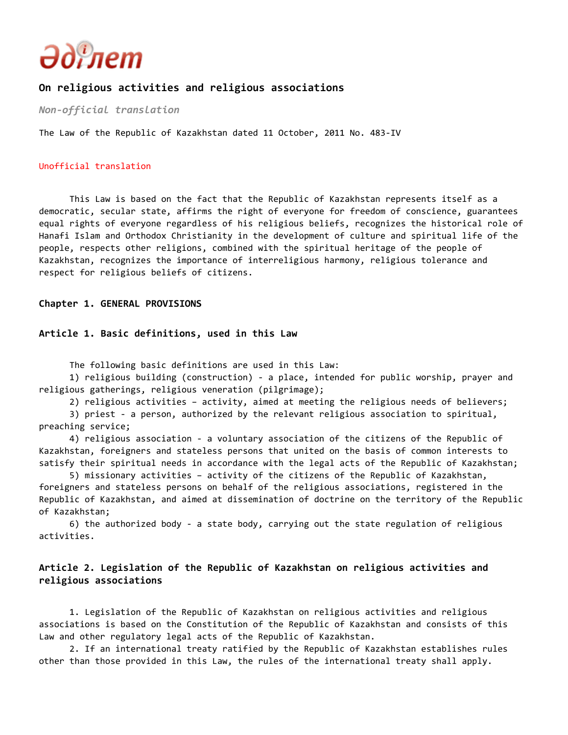# On religious activities and religious associations

*Non-official translation*

The Law of the Republic of Kazakhstan dated 11 October, 2011 No. 483-IV

Unofficial translation

This Law is based on the fact that the Republic of Kazakhstan represents itself as a democratic, secular state, affirms the right of everyone for freedom of conscience, guarantees equal rights of everyone regardless of his religious beliefs, recognizes the historical role of Hanafi Islam and Orthodox Christianity in the development of culture and spiritual life of the people, respects other religions, combined with the spiritual heritage of the people of Kazakhstan, recognizes the importance of interreligious harmony, religious tolerance and respect for religious beliefs of citizens.

## Chapter 1. GENERAL PROVISIONS

### Article 1. Basic definitions, used in this Law

The following basic definitions are used in this Law:

1) religious building (construction) - a place, intended for public worship, prayer and religious gatherings, religious veneration (pilgrimage);

2) religious activities – activity, aimed at meeting the religious needs of believers;

3) priest - a person, authorized by the relevant religious association to spiritual, preaching service;

4) religious association - a voluntary association of the citizens of the Republic of Kazakhstan, foreigners and stateless persons that united on the basis of common interests to satisfy their spiritual needs in accordance with the legal acts of the Republic of Kazakhstan;

5) missionary activities – activity of the citizens of the Republic of Kazakhstan, foreigners and stateless persons on behalf of the religious associations, registered in the Republic of Kazakhstan, and aimed at dissemination of doctrine on the territory of the Republic of Kazakhstan;

6) the authorized body - a state body, carrying out the state regulation of religious activities.

### Article 2. Legislation of the Republic of Kazakhstan on religious activities and religious associations

1. Legislation of the Republic of Kazakhstan on religious activities and religious associations is based on the Constitution of the Republic of Kazakhstan and consists of this Law and other regulatory legal acts of the Republic of Kazakhstan.

2. If an international treaty ratified by the Republic of Kazakhstan establishes rules other than those provided in this Law, the rules of the international treaty shall apply.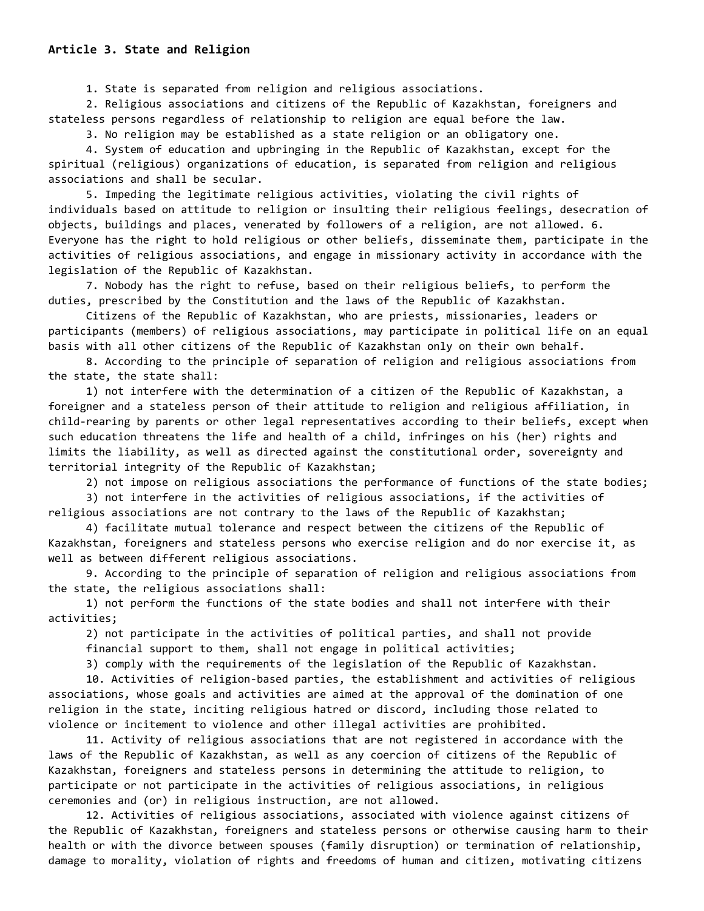**Article 3. State and Religion**

1. State is separated from religion and religious associations.

2. Religious associations and citizens of the Republic of Kazakhstan, foreigners and stateless persons regardless of relationship to religion are equal before the law.

3. No religion may be established as a state religion or an obligatory one.

4. System of education and upbringing in the Republic of Kazakhstan, except for the spiritual (religious) organizations of education, is separated from religion and religious associations and shall be secular.

5. Impeding the legitimate religious activities, violating the civil rights of individuals based on attitude to religion or insulting their religious feelings, desecration of objects, buildings and places, venerated by followers of a religion, are not allowed. 6. Everyone has the right to hold religious or other beliefs, disseminate them, participate in the activities of religious associations, and engage in missionary activity in accordance with the legislation of the Republic of Kazakhstan.

7. Nobody has the right to refuse, based on their religious beliefs, to perform the duties, prescribed by the Constitution and the laws of the Republic of Kazakhstan.

Citizens of the Republic of Kazakhstan, who are priests, missionaries, leaders or participants (members) of religious associations, may participate in political life on an equal basis with all other citizens of the Republic of Kazakhstan only on their own behalf.

8. According to the principle of separation of religion and religious associations from the state, the state shall:

1) not interfere with the determination of a citizen of the Republic of Kazakhstan, a foreigner and a stateless person of their attitude to religion and religious affiliation, in child-rearing by parents or other legal representatives according to their beliefs, except when such education threatens the life and health of a child, infringes on his (her) rights and limits the liability, as well as directed against the constitutional order, sovereignty and territorial integrity of the Republic of Kazakhstan;

2) not impose on religious associations the performance of functions of the state bodies;

3) not interfere in the activities of religious associations, if the activities of religious associations are not contrary to the laws of the Republic of Kazakhstan;

4) facilitate mutual tolerance and respect between the citizens of the Republic of Kazakhstan, foreigners and stateless persons who exercise religion and do nor exercise it, as well as between different religious associations.

9. According to the principle of separation of religion and religious associations from the state, the religious associations shall:

1) not perform the functions of the state bodies and shall not interfere with their activities;

2) not participate in the activities of political parties, and shall not provide financial support to them, shall not engage in political activities;

3) comply with the requirements of the legislation of the Republic of Kazakhstan.

10. Activities of religion-based parties, the establishment and activities of religious associations, whose goals and activities are aimed at the approval of the domination of one religion in the state, inciting religious hatred or discord, including those related to violence or incitement to violence and other illegal activities are prohibited.

11. Activity of religious associations that are not registered in accordance with the laws of the Republic of Kazakhstan, as well as any coercion of citizens of the Republic of Kazakhstan, foreigners and stateless persons in determining the attitude to religion, to participate or not participate in the activities of religious associations, in religious ceremonies and (or) in religious instruction, are not allowed.

12. Activities of religious associations, associated with violence against citizens of the Republic of Kazakhstan, foreigners and stateless persons or otherwise causing harm to their health or with the divorce between spouses (family disruption) or termination of relationship, damage to morality, violation of rights and freedoms of human and citizen, motivating citizens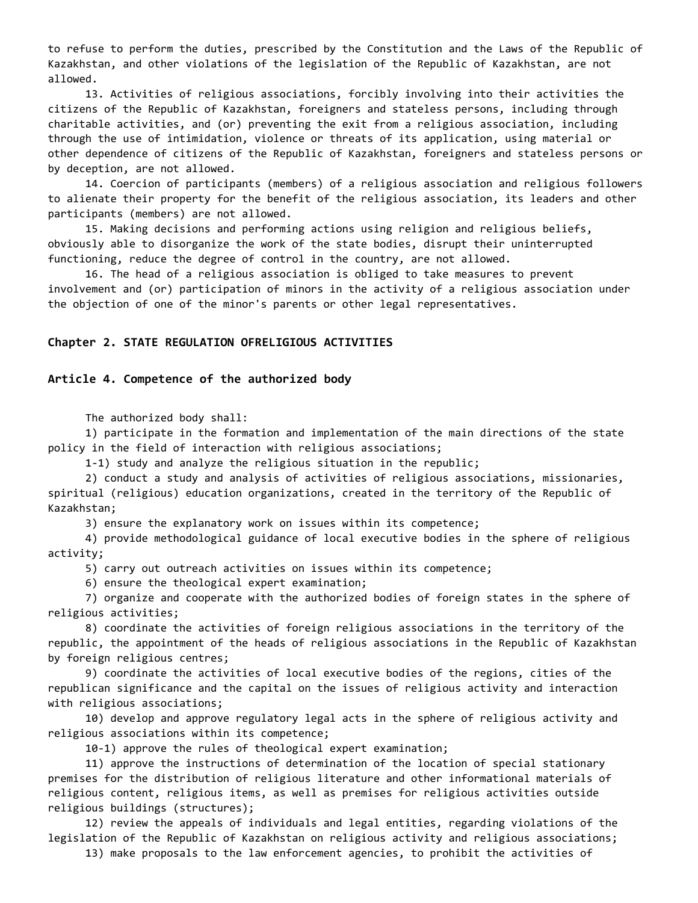to refuse to perform the duties, prescribed by the Constitution and the Laws of the Republic of Kazakhstan, and other violations of the legislation of the Republic of Kazakhstan, are not allowed.

13. Activities of religious associations, forcibly involving into their activities the citizens of the Republic of Kazakhstan, foreigners and stateless persons, including through charitable activities, and (or) preventing the exit from a religious association, including through the use of intimidation, violence or threats of its application, using material or other dependence of citizens of the Republic of Kazakhstan, foreigners and stateless persons or by deception, are not allowed.

14. Coercion of participants (members) of a religious association and religious followers to alienate their property for the benefit of the religious association, its leaders and other participants (members) are not allowed.

15. Making decisions and performing actions using religion and religious beliefs, obviously able to disorganize the work of the state bodies, disrupt their uninterrupted functioning, reduce the degree of control in the country, are not allowed.

16. The head of a religious association is obliged to take measures to prevent involvement and (or) participation of minors in the activity of a religious association under the objection of one of the minor's parents or other legal representatives.

## Chapter 2. STATE REGULATION OFRELIGIOUS ACTIVITIES

### Article 4. Competence of the authorized body

The authorized body shall:

1) participate in the formation and implementation of the main directions of the state policy in the field of interaction with religious associations;

1-1) study and analyze the religious situation in the republic;

2) conduct a study and analysis of activities of religious associations, missionaries, spiritual (religious) education organizations, created in the territory of the Republic of Kazakhstan;

3) ensure the explanatory work on issues within its competence;

4) provide methodological guidance of local executive bodies in the sphere of religious activity;

5) carry out outreach activities on issues within its competence;

6) ensure the theological expert examination;

7) organize and cooperate with the authorized bodies of foreign states in the sphere of religious activities;

8) coordinate the activities of foreign religious associations in the territory of the republic, the appointment of the heads of religious associations in the Republic of Kazakhstan by foreign religious centres;

9) coordinate the activities of local executive bodies of the regions, cities of the republican significance and the capital on the issues of religious activity and interaction with religious associations;

10) develop and approve regulatory legal acts in the sphere of religious activity and religious associations within its competence;

10-1) approve the rules of theological expert examination;

11) approve the instructions of determination of the location of special stationary premises for the distribution of religious literature and other informational materials of religious content, religious items, as well as premises for religious activities outside religious buildings (structures);

12) review the appeals of individuals and legal entities, regarding violations of the legislation of the Republic of Kazakhstan on religious activity and religious associations;

13) make proposals to the law enforcement agencies, to prohibit the activities of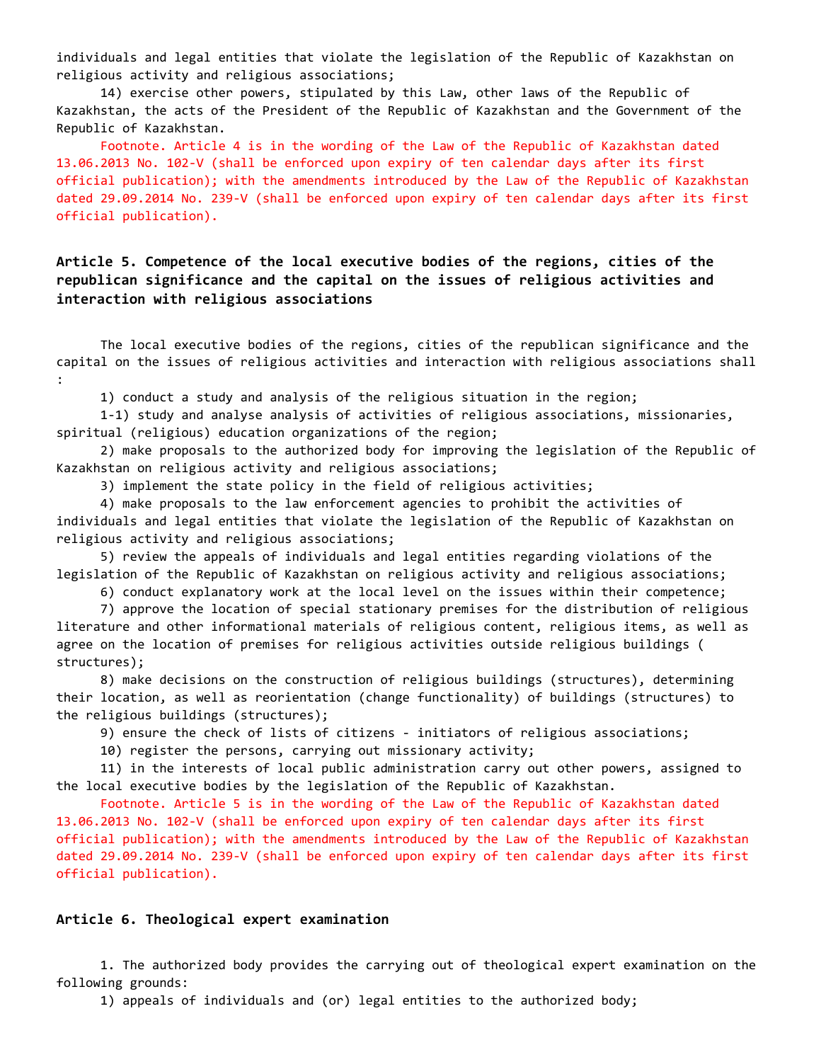individuals and legal entities that violate the legislation of the Republic of Kazakhstan on religious activity and religious associations;

14) exercise other powers, stipulated by this Law, other laws of the Republic of Kazakhstan, the acts of the President of the Republic of Kazakhstan and the Government of the Republic of Kazakhstan.

Footnote. Article 4 is in the wording of the Law of the Republic of Kazakhstan dated 13.06.2013 No. 102-V (shall be enforced upon expiry of ten calendar days after its first official publication); with the amendments introduced by the Law of the Republic of Kazakhstan dated 29.09.2014 No. 239-V (shall be enforced upon expiry of ten calendar days after its first official publication).

### Article 5. Competence of the local executive bodies of the regions, cities of the republican significance and the capital on the issues of religious activities and interaction with religious associations

The local executive bodies of the regions, cities of the republican significance and the capital on the issues of religious activities and interaction with religious associations shall :

1) conduct a study and analysis of the religious situation in the region;

1-1) study and analyse analysis of activities of religious associations, missionaries, spiritual (religious) education organizations of the region;

2) make proposals to the authorized body for improving the legislation of the Republic of Kazakhstan on religious activity and religious associations;

3) implement the state policy in the field of religious activities;

4) make proposals to the law enforcement agencies to prohibit the activities of individuals and legal entities that violate the legislation of the Republic of Kazakhstan on religious activity and religious associations;

5) review the appeals of individuals and legal entities regarding violations of the legislation of the Republic of Kazakhstan on religious activity and religious associations;

6) conduct explanatory work at the local level on the issues within their competence;

7) approve the location of special stationary premises for the distribution of religious literature and other informational materials of religious content, religious items, as well as agree on the location of premises for religious activities outside religious buildings ( structures);

8) make decisions on the construction of religious buildings (structures), determining their location, as well as reorientation (change functionality) of buildings (structures) to the religious buildings (structures);

9) ensure the check of lists of citizens - initiators of religious associations;

10) register the persons, carrying out missionary activity;

11) in the interests of local public administration carry out other powers, assigned to the local executive bodies by the legislation of the Republic of Kazakhstan.

Footnote. Article 5 is in the wording of the Law of the Republic of Kazakhstan dated 13.06.2013 No. 102-V (shall be enforced upon expiry of ten calendar days after its first official publication); with the amendments introduced by the Law of the Republic of Kazakhstan dated 29.09.2014 No. 239-V (shall be enforced upon expiry of ten calendar days after its first official publication).

### Article 6. Theological expert examination

1. The authorized body provides the carrying out of theological expert examination on the following grounds:

1) appeals of individuals and (or) legal entities to the authorized body;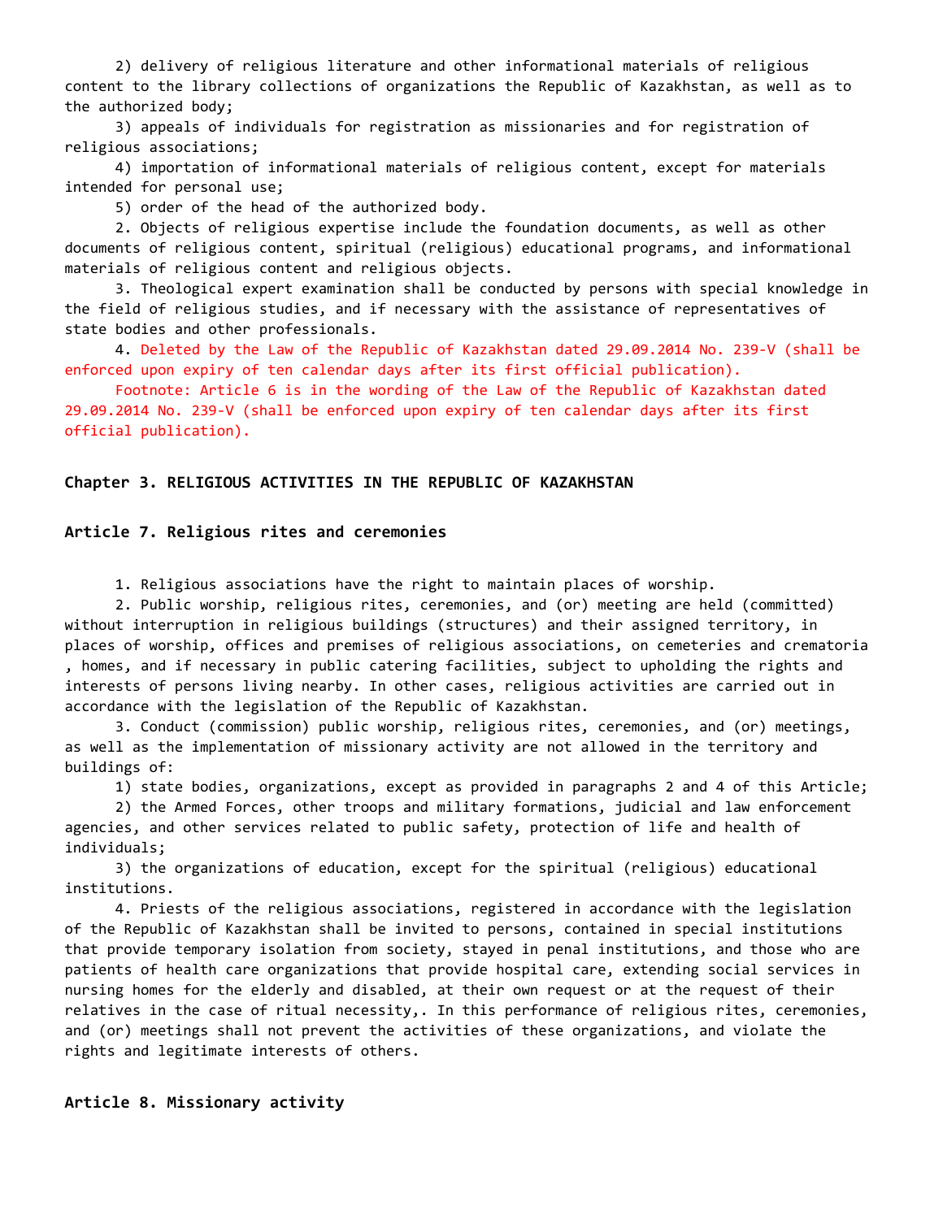2) delivery of religious literature and other informational materials of religious content to the library collections of organizations the Republic of Kazakhstan, as well as to the authorized body;

3) appeals of individuals for registration as missionaries and for registration of religious associations;

4) importation of informational materials of religious content, except for materials intended for personal use;

5) order of the head of the authorized body.

2. Objects of religious expertise include the foundation documents, as well as other documents of religious content, spiritual (religious) educational programs, and informational materials of religious content and religious objects.

3. Theological expert examination shall be conducted by persons with special knowledge in the field of religious studies, and if necessary with the assistance of representatives of state bodies and other professionals.

4. Deleted by the Law of the Republic of Kazakhstan dated 29.09.2014 No. 239-V (shall be enforced upon expiry of ten calendar days after its first official publication).

Footnote: Article 6 is in the wording of the Law of the Republic of Kazakhstan dated 29.09.2014 No. 239-V (shall be enforced upon expiry of ten calendar days after its first official publication).

## Chapter 3. RELIGIOUS ACTIVITIES IN THE REPUBLIC OF KAZAKHSTAN

### Article 7. Religious rites and ceremonies

1. Religious associations have the right to maintain places of worship.

2. Public worship, religious rites, ceremonies, and (or) meeting are held (committed) without interruption in religious buildings (structures) and their assigned territory, in places of worship, offices and premises of religious associations, on cemeteries and crematoria , homes, and if necessary in public catering facilities, subject to upholding the rights and interests of persons living nearby. In other cases, religious activities are carried out in accordance with the legislation of the Republic of Kazakhstan.

3. Conduct (commission) public worship, religious rites, ceremonies, and (or) meetings, as well as the implementation of missionary activity are not allowed in the territory and buildings of:

1) state bodies, organizations, except as provided in paragraphs 2 and 4 of this Article;

2) the Armed Forces, other troops and military formations, judicial and law enforcement agencies, and other services related to public safety, protection of life and health of individuals;

3) the organizations of education, except for the spiritual (religious) educational institutions.

4. Priests of the religious associations, registered in accordance with the legislation of the Republic of Kazakhstan shall be invited to persons, contained in special institutions that provide temporary isolation from society, stayed in penal institutions, and those who are patients of health care organizations that provide hospital care, extending social services in nursing homes for the elderly and disabled, at their own request or at the request of their relatives in the case of ritual necessity,. In this performance of religious rites, ceremonies, and (or) meetings shall not prevent the activities of these organizations, and violate the rights and legitimate interests of others.

### Article 8. Missionary activity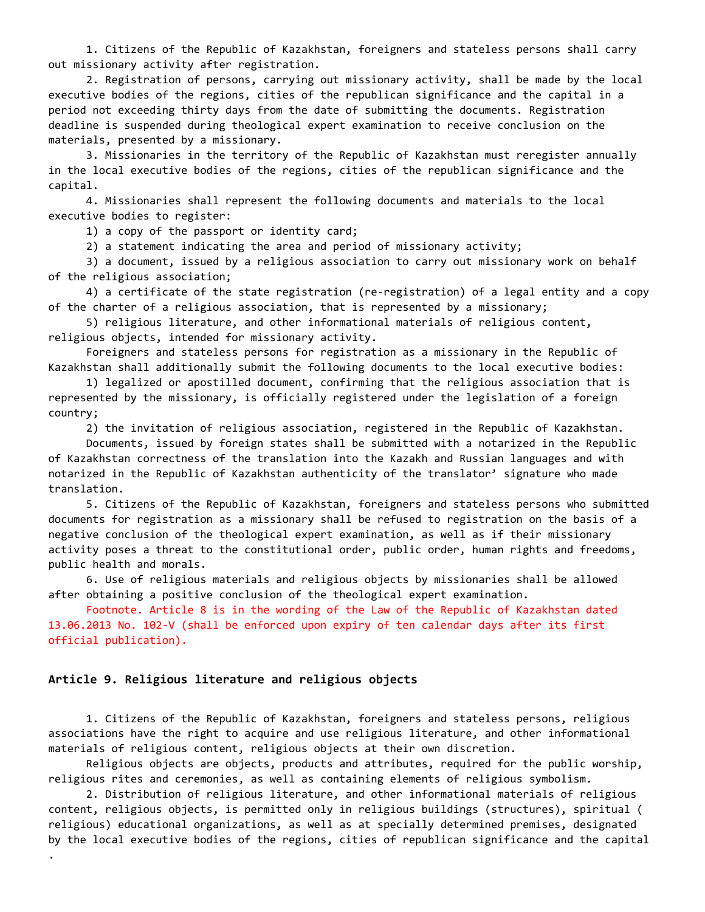1. Citizens of the Republic of Kazakhstan, foreigners and stateless persons shall carry out missionary activity after registration.

2. Registration of persons, carrying out missionary activity, shall be made by the local executive bodies of the regions, cities of the republican significance and the capital in a period not exceeding thirty days from the date of submitting the documents. Registration deadline is suspended during theological expert examination to receive conclusion on the materials, presented by a missionary.

3. Missionaries in the territory of the Republic of Kazakhstan must reregister annually in the local executive bodies of the regions, cities of the republican significance and the capital.

4. Missionaries shall represent the following documents and materials to the local executive bodies to register:

1) a copy of the passport or identity card;

2) a statement indicating the area and period of missionary activity;

3) a document, issued by a religious association to carry out missionary work on behalf of the religious association;

4) a certificate of the state registration (re-registration) of a legal entity and a copy of the charter of a religious association, that is represented by a missionary;

5) religious literature, and other informational materials of religious content, religious objects, intended for missionary activity.

Foreigners and stateless persons for registration as a missionary in the Republic of Kazakhstan shall additionally submit the following documents to the local executive bodies:

1) legalized or apostilled document, confirming that the religious association that is represented by the missionary, is officially registered under the legislation of a foreign country;

2) the invitation of religious association, registered in the Republic of Kazakhstan.

Documents, issued by foreign states shall be submitted with a notarized in the Republic of Kazakhstan correctness of the translation into the Kazakh and Russian languages and with notarized in the Republic of Kazakhstan authenticity of the translator' signature who made translation.

5. Citizens of the Republic of Kazakhstan, foreigners and stateless persons who submitted documents for registration as a missionary shall be refused to registration on the basis of a negative conclusion of the theological expert examination, as well as if their missionary activity poses a threat to the constitutional order, public order, human rights and freedoms, public health and morals.

6. Use of religious materials and religious objects by missionaries shall be allowed after obtaining a positive conclusion of the theological expert examination.

Footnote. Article 8 is in the wording of the Law of the Republic of Kazakhstan dated 13.06.2013 No. 102-V (shall be enforced upon expiry of ten calendar days after its first official publication).

### Article 9. Religious literature and religious objects

1. Citizens of the Republic of Kazakhstan, foreigners and stateless persons, religious associations have the right to acquire and use religious literature, and other informational materials of religious content, religious objects at their own discretion.

Religious objects are objects, products and attributes, required for the public worship, religious rites and ceremonies, as well as containing elements of religious symbolism.

2. Distribution of religious literature, and other informational materials of religious content, religious objects, is permitted only in religious buildings (structures), spiritual (religious) educational organizations, as well as at specially determined premises, designated by the local executive bodies of the regions, cities of republican significance and the capital.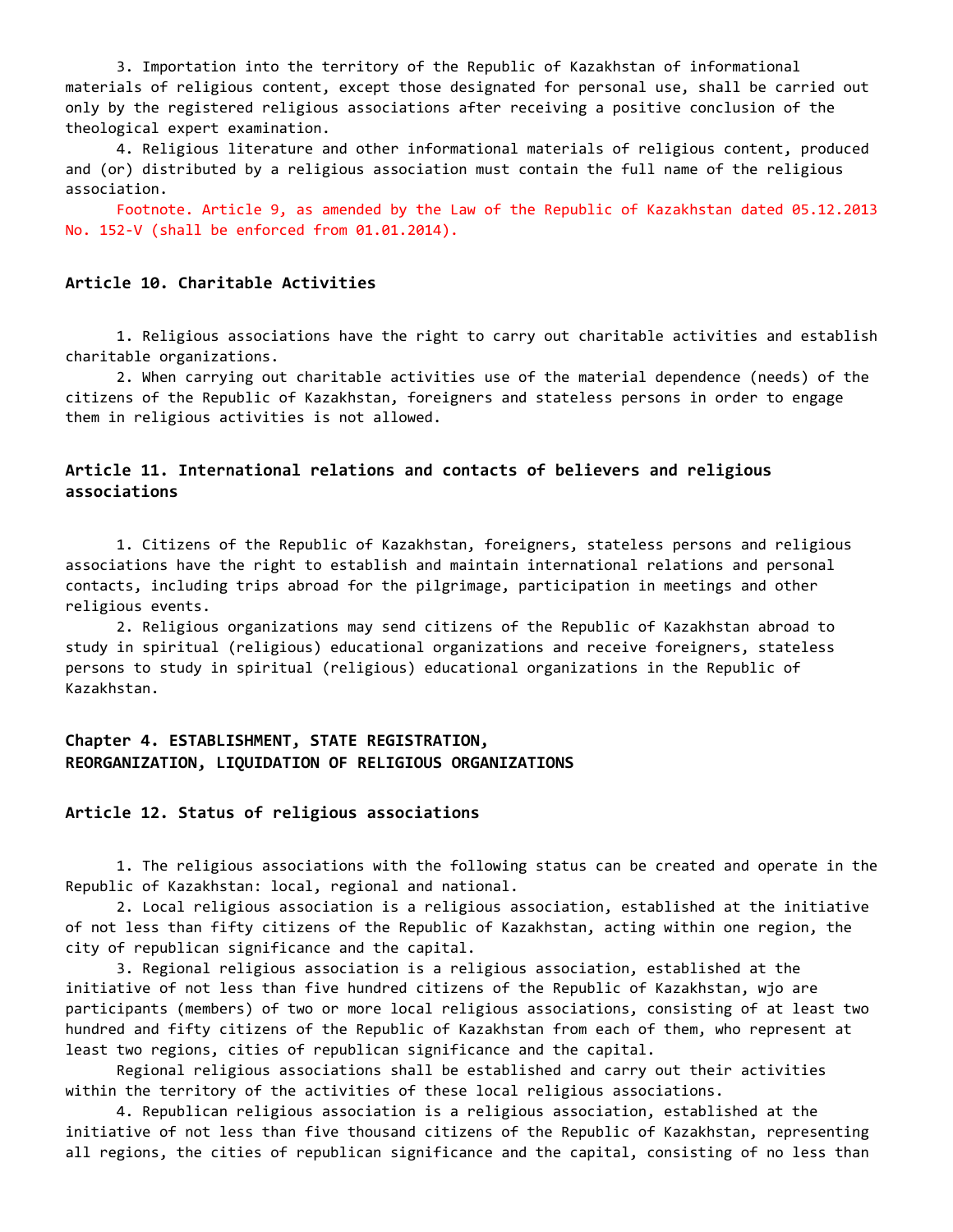3. Importation into the territory of the Republic of Kazakhstan of informational materials of religious content, except those designated for personal use, shall be carried out only by the registered religious associations after receiving a positive conclusion of the theological expert examination.

4. Religious literature and other informational materials of religious content, produced and (or) distributed by a religious association must contain the full name of the religious association.

Footnote. Article 9, as amended by the Law of the Republic of Kazakhstan dated 05.12.2013 No. 152-V (shall be enforced from 01.01.2014).

### Article 10. Charitable Activities

1. Religious associations have the right to carry out charitable activities and establish charitable organizations.

2. When carrying out charitable activities use of the material dependence (needs) of the citizens of the Republic of Kazakhstan, foreigners and stateless persons in order to engage them in religious activities is not allowed.

### Article 11. International relations and contacts of believers and religious associations

1. Citizens of the Republic of Kazakhstan, foreigners, stateless persons and religious associations have the right to establish and maintain international relations and personal contacts, including trips abroad for the pilgrimage, participation in meetings and other religious events.

2. Religious organizations may send citizens of the Republic of Kazakhstan abroad to study in spiritual (religious) educational organizations and receive foreigners, stateless persons to study in spiritual (religious) educational organizations in the Republic of Kazakhstan.

## Chapter 4. ESTABLISHMENT, STATE REGISTRATION, REORGANIZATION, LIQUIDATION OF RELIGIOUS ORGANIZATIONS

### Article 12. Status of religious associations

1. The religious associations with the following status can be created and operate in the Republic of Kazakhstan: local, regional and national.

2. Local religious association is a religious association, established at the initiative of not less than fifty citizens of the Republic of Kazakhstan, acting within one region, the city of republican significance and the capital.

3. Regional religious association is a religious association, established at the initiative of not less than five hundred citizens of the Republic of Kazakhstan, wjo are participants (members) of two or more local religious associations, consisting of at least two hundred and fifty citizens of the Republic of Kazakhstan from each of them, who represent at least two regions, cities of republican significance and the capital.

Regional religious associations shall be established and carry out their activities within the territory of the activities of these local religious associations.

4. Republican religious association is a religious association, established at the initiative of not less than five thousand citizens of the Republic of Kazakhstan, representing all regions, the cities of republican significance and the capital, consisting of no less than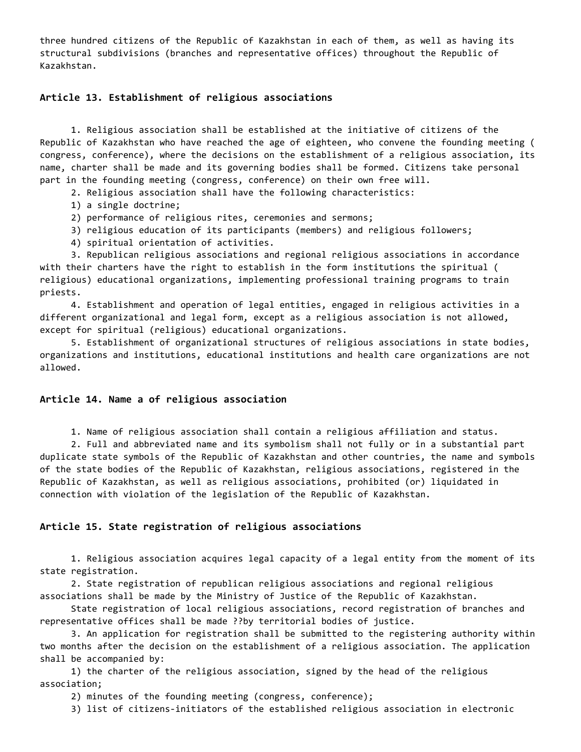three hundred citizens of the Republic of Kazakhstan in each of them, as well as having its structural subdivisions (branches and representative offices) throughout the Republic of Kazakhstan.

### Article 13. Establishment of religious associations

1. Religious association shall be established at the initiative of citizens of the Republic of Kazakhstan who have reached the age of eighteen, who convene the founding meeting ( congress, conference), where the decisions on the establishment of a religious association, its name, charter shall be made and its governing bodies shall be formed. Citizens take personal part in the founding meeting (congress, conference) on their own free will.

2. Religious association shall have the following characteristics:

1) a single doctrine;

2) performance of religious rites, ceremonies and sermons;

3) religious education of its participants (members) and religious followers;

4) spiritual orientation of activities.

3. Republican religious associations and regional religious associations in accordance with their charters have the right to establish in the form institutions the spiritual ( religious) educational organizations, implementing professional training programs to train priests.

4. Establishment and operation of legal entities, engaged in religious activities in a different organizational and legal form, except as a religious association is not allowed, except for spiritual (religious) educational organizations.

5. Establishment of organizational structures of religious associations in state bodies, organizations and institutions, educational institutions and health care organizations are not allowed.

### Article 14. Name a of religious association

1. Name of religious association shall contain a religious affiliation and status.

2. Full and abbreviated name and its symbolism shall not fully or in a substantial part duplicate state symbols of the Republic of Kazakhstan and other countries, the name and symbols of the state bodies of the Republic of Kazakhstan, religious associations, registered in the Republic of Kazakhstan, as well as religious associations, prohibited (or) liquidated in connection with violation of the legislation of the Republic of Kazakhstan.

### Article 15. State registration of religious associations

1. Religious association acquires legal capacity of a legal entity from the moment of its state registration.

2. State registration of republican religious associations and regional religious associations shall be made by the Ministry of Justice of the Republic of Kazakhstan.

State registration of local religious associations, record registration of branches and representative offices shall be made ??by territorial bodies of justice.

3. An application for registration shall be submitted to the registering authority within two months after the decision on the establishment of a religious association. The application shall be accompanied by:

1) the charter of the religious association, signed by the head of the religious association;

2) minutes of the founding meeting (congress, conference);

3) list of citizens-initiators of the established religious association in electronic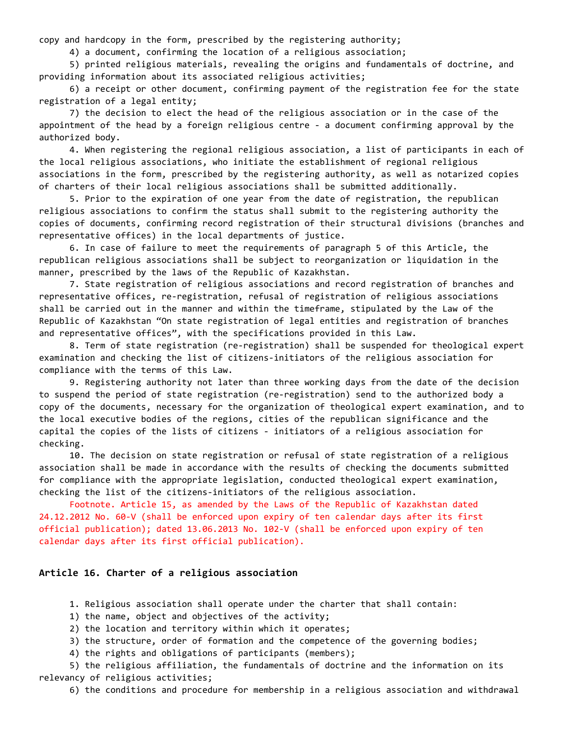copy and hardcopy in the form, prescribed by the registering authority;

4) a document, confirming the location of a religious association;

5) printed religious materials, revealing the origins and fundamentals of doctrine, and providing information about its associated religious activities;

6) a receipt or other document, confirming payment of the registration fee for the state registration of a legal entity;

7) the decision to elect the head of the religious association or in the case of the appointment of the head by a foreign religious centre - a document confirming approval by the authorized body.

4. When registering the regional religious association, a list of participants in each of the local religious associations, who initiate the establishment of regional religious associations in the form, prescribed by the registering authority, as well as notarized copies of charters of their local religious associations shall be submitted additionally.

5. Prior to the expiration of one year from the date of registration, the republican religious associations to confirm the status shall submit to the registering authority the copies of documents, confirming record registration of their structural divisions (branches and representative offices) in the local departments of justice.

6. In case of failure to meet the requirements of paragraph 5 of this Article, the republican religious associations shall be subject to reorganization or liquidation in the manner, prescribed by the laws of the Republic of Kazakhstan.

7. State registration of religious associations and record registration of branches and representative offices, re-registration, refusal of registration of religious associations shall be carried out in the manner and within the timeframe, stipulated by the Law of the Republic of Kazakhstan "On state registration of legal entities and registration of branches and representative offices", with the specifications provided in this Law.

8. Term of state registration (re-registration) shall be suspended for theological expert examination and checking the list of citizens-initiators of the religious association for compliance with the terms of this Law.

9. Registering authority not later than three working days from the date of the decision to suspend the period of state registration (re-registration) send to the authorized body a copy of the documents, necessary for the organization of theological expert examination, and to the local executive bodies of the regions, cities of the republican significance and the capital the copies of the lists of citizens - initiators of a religious association for checking.

10. The decision on state registration or refusal of state registration of a religious association shall be made in accordance with the results of checking the documents submitted for compliance with the appropriate legislation, conducted theological expert examination, checking the list of the citizens-initiators of the religious association.

Footnote. Article 15, as amended by the Laws of the Republic of Kazakhstan dated 24.12.2012 No. 60-V (shall be enforced upon expiry of ten calendar days after its first official publication); dated 13.06.2013 No. 102-V (shall be enforced upon expiry of ten calendar days after its first official publication).

### Article 16. Charter of a religious association

1. Religious association shall operate under the charter that shall contain:

1) the name, object and objectives of the activity;

2) the location and territory within which it operates;

3) the structure, order of formation and the competence of the governing bodies;

4) the rights and obligations of participants (members);

5) the religious affiliation, the fundamentals of doctrine and the information on its relevancy of religious activities;

6) the conditions and procedure for membership in a religious association and withdrawal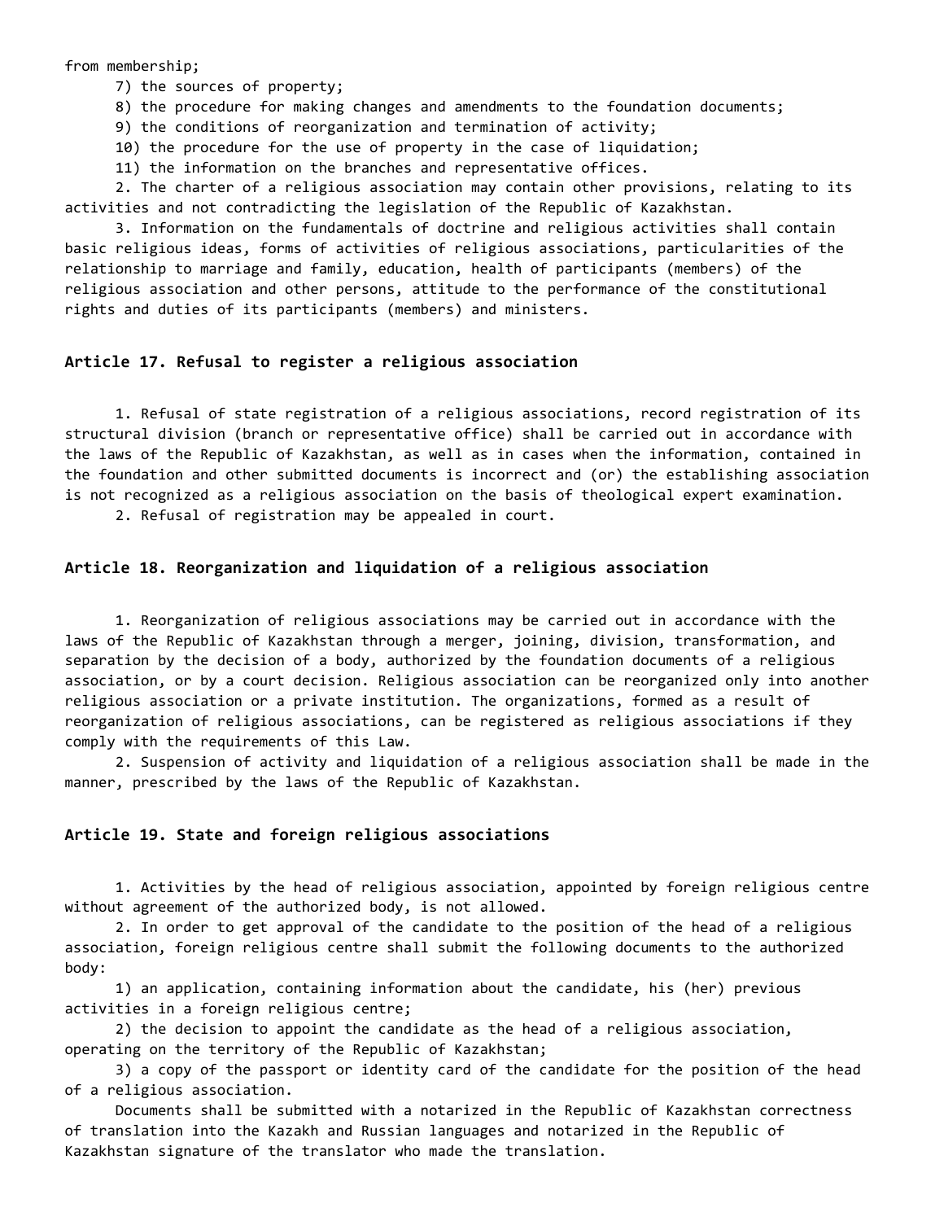from membership;

7) the sources of property;

8) the procedure for making changes and amendments to the foundation documents;

9) the conditions of reorganization and termination of activity;

10) the procedure for the use of property in the case of liquidation;

11) the information on the branches and representative offices.

2. The charter of a religious association may contain other provisions, relating to its activities and not contradicting the legislation of the Republic of Kazakhstan.

3. Information on the fundamentals of doctrine and religious activities shall contain basic religious ideas, forms of activities of religious associations, particularities of the relationship to marriage and family, education, health of participants (members) of the religious association and other persons, attitude to the performance of the constitutional rights and duties of its participants (members) and ministers.

### Article 17. Refusal to register a religious association

1. Refusal of state registration of a religious associations, record registration of its structural division (branch or representative office) shall be carried out in accordance with the laws of the Republic of Kazakhstan, as well as in cases when the information, contained in the foundation and other submitted documents is incorrect and (or) the establishing association is not recognized as a religious association on the basis of theological expert examination.

2. Refusal of registration may be appealed in court.

### Article 18. Reorganization and liquidation of a religious association

1. Reorganization of religious associations may be carried out in accordance with the laws of the Republic of Kazakhstan through a merger, joining, division, transformation, and separation by the decision of a body, authorized by the foundation documents of a religious association, or by a court decision. Religious association can be reorganized only into another religious association or a private institution. The organizations, formed as a result of reorganization of religious associations, can be registered as religious associations if they comply with the requirements of this Law.

2. Suspension of activity and liquidation of a religious association shall be made in the manner, prescribed by the laws of the Republic of Kazakhstan.

### Article 19. State and foreign religious associations

1. Activities by the head of religious association, appointed by foreign religious centre without agreement of the authorized body, is not allowed.

2. In order to get approval of the candidate to the position of the head of a religious association, foreign religious centre shall submit the following documents to the authorized body:

1) an application, containing information about the candidate, his (her) previous activities in a foreign religious centre;

2) the decision to appoint the candidate as the head of a religious association, operating on the territory of the Republic of Kazakhstan;

3) a copy of the passport or identity card of the candidate for the position of the head of a religious association.

Documents shall be submitted with a notarized in the Republic of Kazakhstan correctness of translation into the Kazakh and Russian languages and notarized in the Republic of Kazakhstan signature of the translator who made the translation.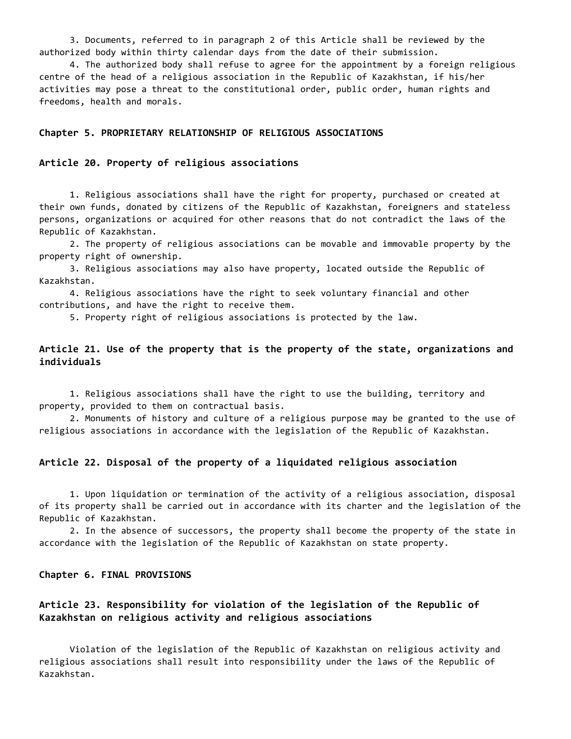3. Documents, referred to in paragraph 2 of this Article shall be reviewed by the authorized body within thirty calendar days from the date of their submission.

4. The authorized body shall refuse to agree for the appointment by a foreign religious centre of the head of a religious association in the Republic of Kazakhstan, if his/her activities may pose a threat to the constitutional order, public order, human rights and freedoms, health and morals.

## Chapter 5. PROPRIETARY RELATIONSHIP OF RELIGIOUS ASSOCIATIONS

### Article 20. Property of religious associations

1. Religious associations shall have the right for property, purchased or created at their own funds, donated by citizens of the Republic of Kazakhstan, foreigners and stateless persons, organizations or acquired for other reasons that do not contradict the laws of the Republic of Kazakhstan.

2. The property of religious associations can be movable and immovable property by the property right of ownership.

3. Religious associations may also have property, located outside the Republic of Kazakhstan.

4. Religious associations have the right to seek voluntary financial and other contributions, and have the right to receive them.

5. Property right of religious associations is protected by the law.

### Article 21. Use of the property that is the property of the state, organizations and individuals

1. Religious associations shall have the right to use the building, territory and property, provided to them on contractual basis.

2. Monuments of history and culture of a religious purpose may be granted to the use of religious associations in accordance with the legislation of the Republic of Kazakhstan.

### Article 22. Disposal of the property of a liquidated religious association

1. Upon liquidation or termination of the activity of a religious association, disposal of its property shall be carried out in accordance with its charter and the legislation of the Republic of Kazakhstan.

2. In the absence of successors, the property shall become the property of the state in accordance with the legislation of the Republic of Kazakhstan on state property.

## Chapter 6. FINAL PROVISIONS

### Article 23. Responsibility for violation of the legislation of the Republic of Kazakhstan on religious activity and religious associations

Violation of the legislation of the Republic of Kazakhstan on religious activity and religious associations shall result into responsibility under the laws of the Republic of Kazakhstan.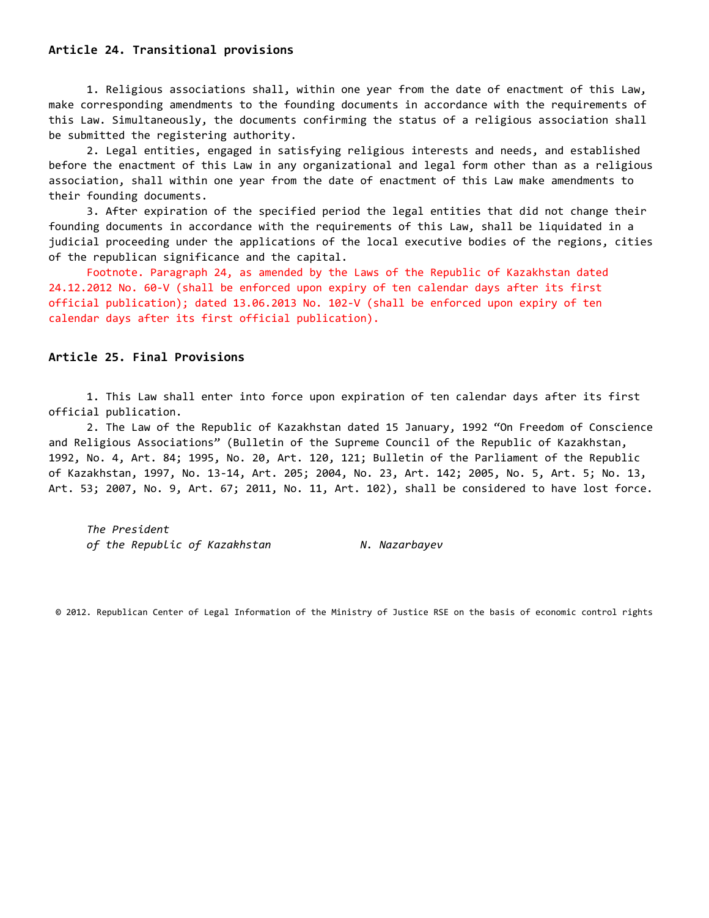**Article 24. Transitional provisions**

1. Religious associations shall, within one year from the date of enactment of this Law, make corresponding amendments to the founding documents in accordance with the requirements of this Law. Simultaneously, the documents confirming the status of a religious association shall be submitted the registering authority.

2. Legal entities, engaged in satisfying religious interests and needs, and established before the enactment of this Law in any organizational and legal form other than as a religious association, shall within one year from the date of enactment of this Law make amendments to their founding documents.

3. After expiration of the specified period the legal entities that did not change their founding documents in accordance with the requirements of this Law, shall be liquidated in a judicial proceeding under the applications of the local executive bodies of the regions, cities of the republican significance and the capital.

Footnote. Paragraph 24, as amended by the Laws of the Republic of Kazakhstan dated 24.12.2012 No. 60-V (shall be enforced upon expiry of ten calendar days after its first official publication); dated 13.06.2013 No. 102-V (shall be enforced upon expiry of ten calendar days after its first official publication).

**Article 25. Final Provisions**

1. This Law shall enter into force upon expiration of ten calendar days after its first official publication.

2. The Law of the Republic of Kazakhstan dated 15 January, 1992 “On Freedom of Conscience and Religious Associations” (Bulletin of the Supreme Council of the Republic of Kazakhstan, 1992, No. 4, Art. 84; 1995, No. 20, Art. 120, 121; Bulletin of the Parliament of the Republic of Kazakhstan, 1997, No. 13-14, Art. 205; 2004, No. 23, Art. 142; 2005, No. 5, Art. 5; No. 13, Art. 53; 2007, No. 9, Art. 67; 2011, No. 11, Art. 102), shall be considered to have lost force.

*The President*
*of the Republic of Kazakhstan* *N. Nazarbayev*

© 2012. Republican Center of Legal Information of the Ministry of Justice RSE on the basis of economic control rights